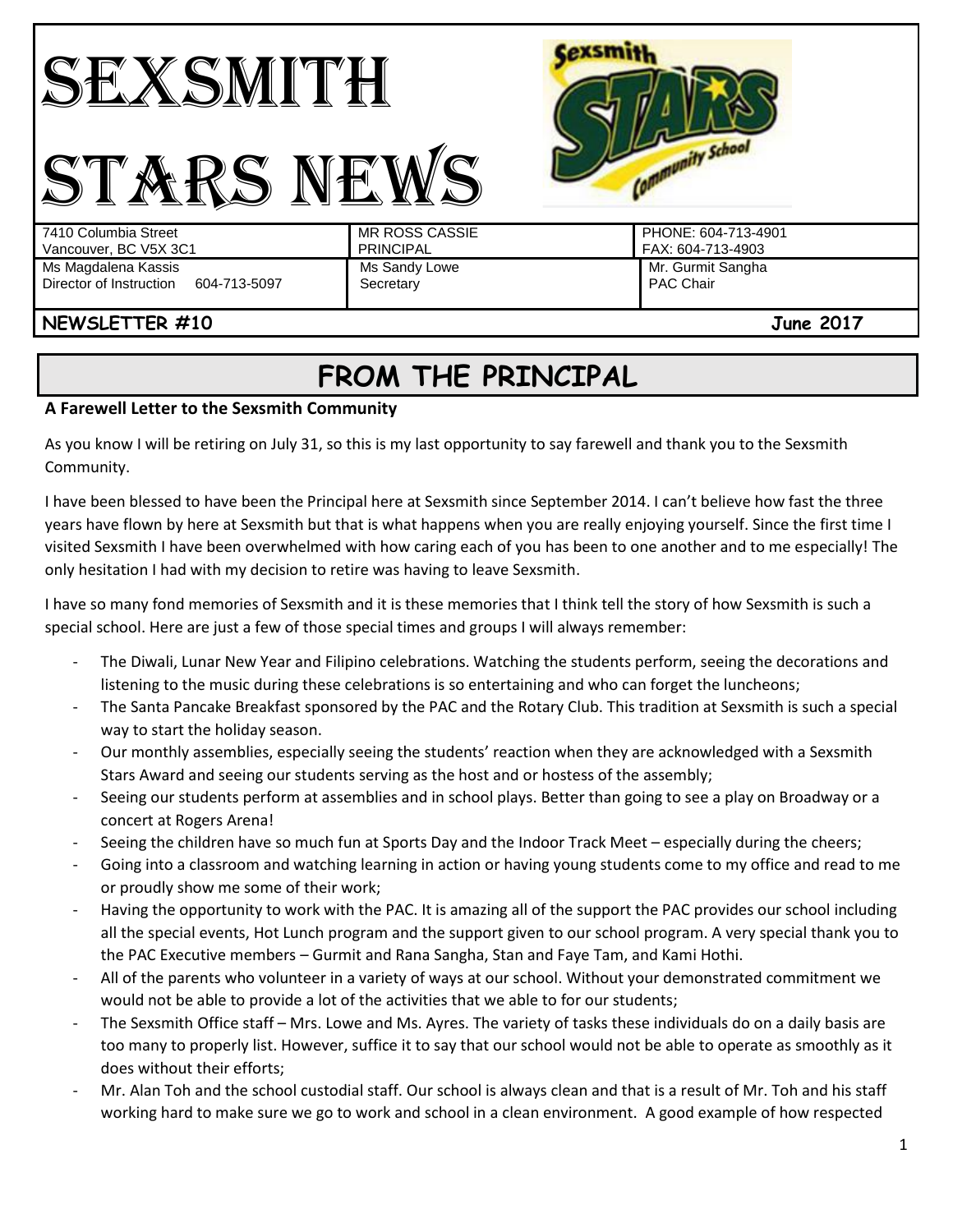# SEXSMITH STARS NEWS

| | | |
|---|---|---|
| 7410 Columbia Street<br>Vancouver, BC V5X 3C1 | MR ROSS CASSIE<br>PRINCIPAL | PHONE: 604-713-4901<br>FAX: 604-713-4903 |
| Ms Magdalena Kassis<br>Director of Instruction 604-713-5097 | Ms Sandy Lowe<br>Secretary | Mr. Gurmit Sangha<br>PAC Chair |

**NEWSLETTER #10** **June 2017**

## FROM THE PRINCIPAL

**A Farewell Letter to the Sexsmith Community**

As you know I will be retiring on July 31, so this is my last opportunity to say farewell and thank you to the Sexsmith Community.

I have been blessed to have been the Principal here at Sexsmith since September 2014. I can't believe how fast the three years have flown by here at Sexsmith but that is what happens when you are really enjoying yourself. Since the first time I visited Sexsmith I have been overwhelmed with how caring each of you has been to one another and to me especially! The only hesitation I had with my decision to retire was having to leave Sexsmith.

I have so many fond memories of Sexsmith and it is these memories that I think tell the story of how Sexsmith is such a special school. Here are just a few of those special times and groups I will always remember:

- The Diwali, Lunar New Year and Filipino celebrations. Watching the students perform, seeing the decorations and listening to the music during these celebrations is so entertaining and who can forget the luncheons;
- The Santa Pancake Breakfast sponsored by the PAC and the Rotary Club. This tradition at Sexsmith is such a special way to start the holiday season.
- Our monthly assemblies, especially seeing the students' reaction when they are acknowledged with a Sexsmith Stars Award and seeing our students serving as the host and or hostess of the assembly;
- Seeing our students perform at assemblies and in school plays. Better than going to see a play on Broadway or a concert at Rogers Arena!
- Seeing the children have so much fun at Sports Day and the Indoor Track Meet – especially during the cheers;
- Going into a classroom and watching learning in action or having young students come to my office and read to me or proudly show me some of their work;
- Having the opportunity to work with the PAC. It is amazing all of the support the PAC provides our school including all the special events, Hot Lunch program and the support given to our school program. A very special thank you to the PAC Executive members – Gurmit and Rana Sangha, Stan and Faye Tam, and Kami Hothi.
- All of the parents who volunteer in a variety of ways at our school. Without your demonstrated commitment we would not be able to provide a lot of the activities that we able to for our students;
- The Sexsmith Office staff – Mrs. Lowe and Ms. Ayres. The variety of tasks these individuals do on a daily basis are too many to properly list. However, suffice it to say that our school would not be able to operate as smoothly as it does without their efforts;
- Mr. Alan Toh and the school custodial staff. Our school is always clean and that is a result of Mr. Toh and his staff working hard to make sure we go to work and school in a clean environment. A good example of how respected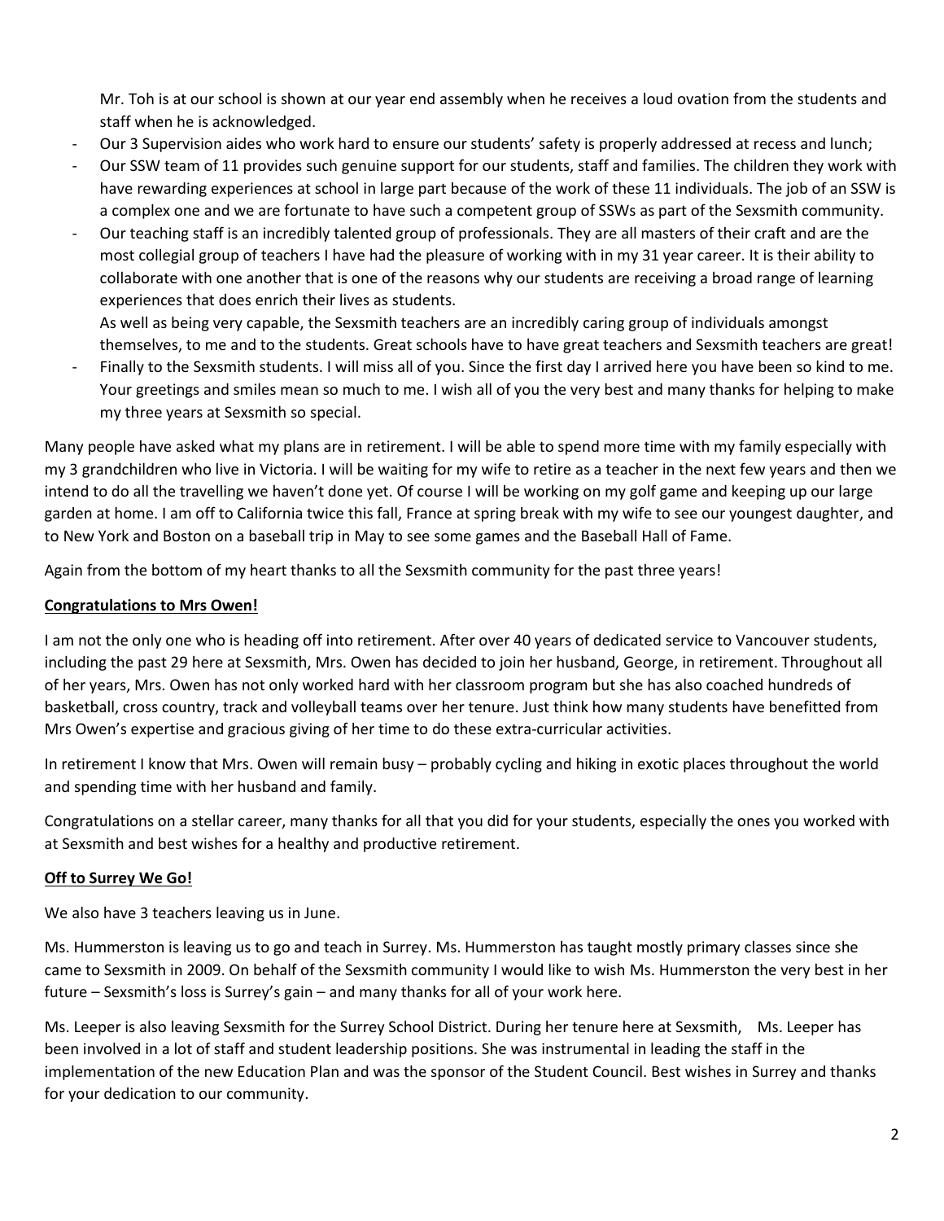Mr. Toh is at our school is shown at our year end assembly when he receives a loud ovation from the students and staff when he is acknowledged.

- Our 3 Supervision aides who work hard to ensure our students' safety is properly addressed at recess and lunch;
- Our SSW team of 11 provides such genuine support for our students, staff and families. The children they work with have rewarding experiences at school in large part because of the work of these 11 individuals. The job of an SSW is a complex one and we are fortunate to have such a competent group of SSWs as part of the Sexsmith community.
- Our teaching staff is an incredibly talented group of professionals. They are all masters of their craft and are the most collegial group of teachers I have had the pleasure of working with in my 31 year career. It is their ability to collaborate with one another that is one of the reasons why our students are receiving a broad range of learning experiences that does enrich their lives as students.
  As well as being very capable, the Sexsmith teachers are an incredibly caring group of individuals amongst themselves, to me and to the students. Great schools have to have great teachers and Sexsmith teachers are great!
- Finally to the Sexsmith students. I will miss all of you. Since the first day I arrived here you have been so kind to me. Your greetings and smiles mean so much to me. I wish all of you the very best and many thanks for helping to make my three years at Sexsmith so special.

Many people have asked what my plans are in retirement. I will be able to spend more time with my family especially with my 3 grandchildren who live in Victoria. I will be waiting for my wife to retire as a teacher in the next few years and then we intend to do all the travelling we haven't done yet. Of course I will be working on my golf game and keeping up our large garden at home. I am off to California twice this fall, France at spring break with my wife to see our youngest daughter, and to New York and Boston on a baseball trip in May to see some games and the Baseball Hall of Fame.

Again from the bottom of my heart thanks to all the Sexsmith community for the past three years!

**Congratulations to Mrs Owen!**

I am not the only one who is heading off into retirement. After over 40 years of dedicated service to Vancouver students, including the past 29 here at Sexsmith, Mrs. Owen has decided to join her husband, George, in retirement. Throughout all of her years, Mrs. Owen has not only worked hard with her classroom program but she has also coached hundreds of basketball, cross country, track and volleyball teams over her tenure. Just think how many students have benefitted from Mrs Owen's expertise and gracious giving of her time to do these extra-curricular activities.

In retirement I know that Mrs. Owen will remain busy – probably cycling and hiking in exotic places throughout the world and spending time with her husband and family.

Congratulations on a stellar career, many thanks for all that you did for your students, especially the ones you worked with at Sexsmith and best wishes for a healthy and productive retirement.

**Off to Surrey We Go!**

We also have 3 teachers leaving us in June.

Ms. Hummerston is leaving us to go and teach in Surrey. Ms. Hummerston has taught mostly primary classes since she came to Sexsmith in 2009. On behalf of the Sexsmith community I would like to wish Ms. Hummerston the very best in her future – Sexsmith's loss is Surrey's gain – and many thanks for all of your work here.

Ms. Leeper is also leaving Sexsmith for the Surrey School District. During her tenure here at Sexsmith, Ms. Leeper has been involved in a lot of staff and student leadership positions. She was instrumental in leading the staff in the implementation of the new Education Plan and was the sponsor of the Student Council. Best wishes in Surrey and thanks for your dedication to our community.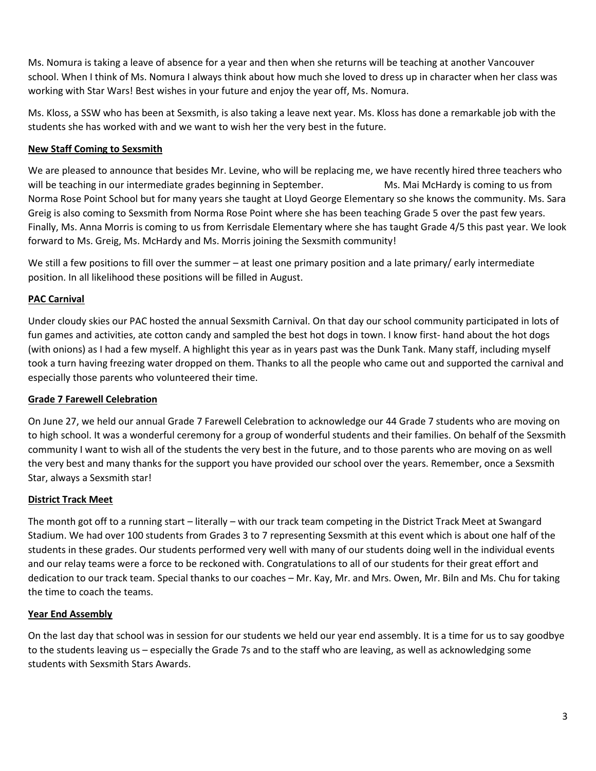Ms. Nomura is taking a leave of absence for a year and then when she returns will be teaching at another Vancouver school. When I think of Ms. Nomura I always think about how much she loved to dress up in character when her class was working with Star Wars! Best wishes in your future and enjoy the year off, Ms. Nomura.

Ms. Kloss, a SSW who has been at Sexsmith, is also taking a leave next year. Ms. Kloss has done a remarkable job with the students she has worked with and we want to wish her the very best in the future.

## New Staff Coming to Sexsmith

We are pleased to announce that besides Mr. Levine, who will be replacing me, we have recently hired three teachers who will be teaching in our intermediate grades beginning in September. Ms. Mai McHardy is coming to us from Norma Rose Point School but for many years she taught at Lloyd George Elementary so she knows the community. Ms. Sara Greig is also coming to Sexsmith from Norma Rose Point where she has been teaching Grade 5 over the past few years. Finally, Ms. Anna Morris is coming to us from Kerrisdale Elementary where she has taught Grade 4/5 this past year. We look forward to Ms. Greig, Ms. McHardy and Ms. Morris joining the Sexsmith community!

We still a few positions to fill over the summer – at least one primary position and a late primary/ early intermediate position. In all likelihood these positions will be filled in August.

## PAC Carnival

Under cloudy skies our PAC hosted the annual Sexsmith Carnival. On that day our school community participated in lots of fun games and activities, ate cotton candy and sampled the best hot dogs in town. I know first- hand about the hot dogs (with onions) as I had a few myself. A highlight this year as in years past was the Dunk Tank. Many staff, including myself took a turn having freezing water dropped on them. Thanks to all the people who came out and supported the carnival and especially those parents who volunteered their time.

## Grade 7 Farewell Celebration

On June 27, we held our annual Grade 7 Farewell Celebration to acknowledge our 44 Grade 7 students who are moving on to high school. It was a wonderful ceremony for a group of wonderful students and their families. On behalf of the Sexsmith community I want to wish all of the students the very best in the future, and to those parents who are moving on as well the very best and many thanks for the support you have provided our school over the years. Remember, once a Sexsmith Star, always a Sexsmith star!

## District Track Meet

The month got off to a running start – literally – with our track team competing in the District Track Meet at Swangard Stadium. We had over 100 students from Grades 3 to 7 representing Sexsmith at this event which is about one half of the students in these grades. Our students performed very well with many of our students doing well in the individual events and our relay teams were a force to be reckoned with. Congratulations to all of our students for their great effort and dedication to our track team. Special thanks to our coaches – Mr. Kay, Mr. and Mrs. Owen, Mr. Biln and Ms. Chu for taking the time to coach the teams.

## Year End Assembly

On the last day that school was in session for our students we held our year end assembly. It is a time for us to say goodbye to the students leaving us – especially the Grade 7s and to the staff who are leaving, as well as acknowledging some students with Sexsmith Stars Awards.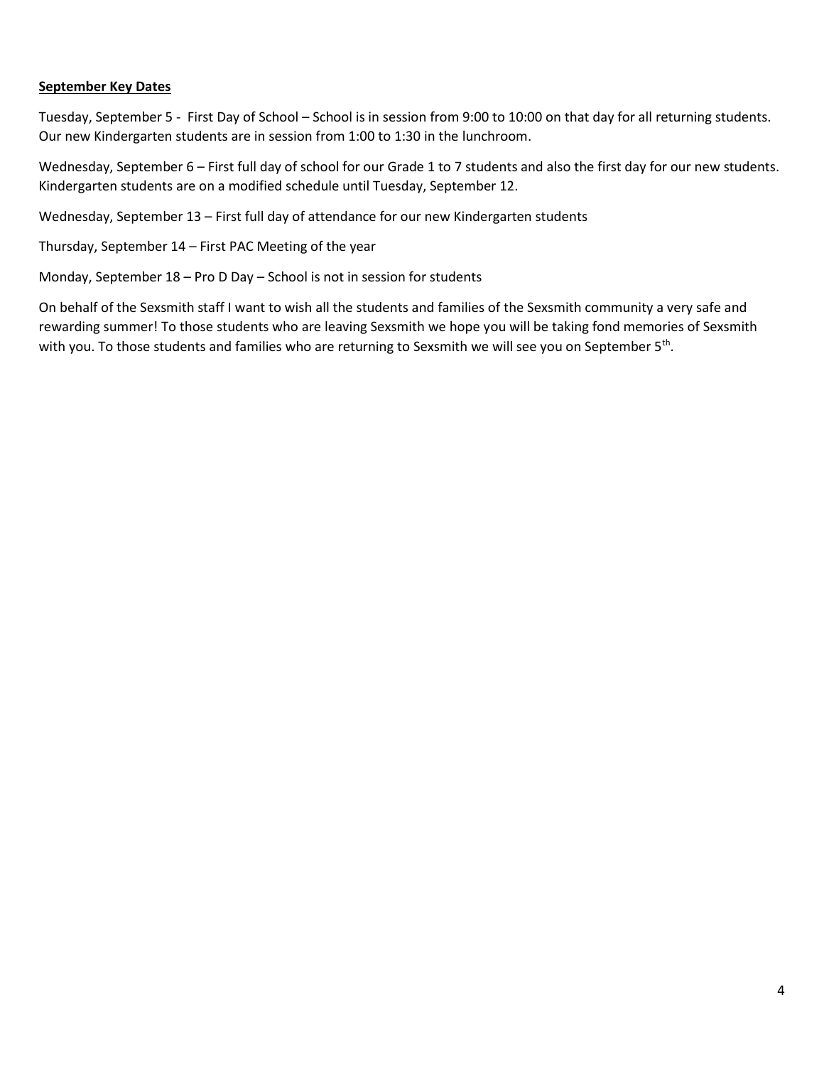**<u>September Key Dates</u>**

Tuesday, September 5 - First Day of School – School is in session from 9:00 to 10:00 on that day for all returning students. Our new Kindergarten students are in session from 1:00 to 1:30 in the lunchroom.

Wednesday, September 6 – First full day of school for our Grade 1 to 7 students and also the first day for our new students. Kindergarten students are on a modified schedule until Tuesday, September 12.

Wednesday, September 13 – First full day of attendance for our new Kindergarten students

Thursday, September 14 – First PAC Meeting of the year

Monday, September 18 – Pro D Day – School is not in session for students

On behalf of the Sexsmith staff I want to wish all the students and families of the Sexsmith community a very safe and rewarding summer! To those students who are leaving Sexsmith we hope you will be taking fond memories of Sexsmith with you. To those students and families who are returning to Sexsmith we will see you on September 5th.